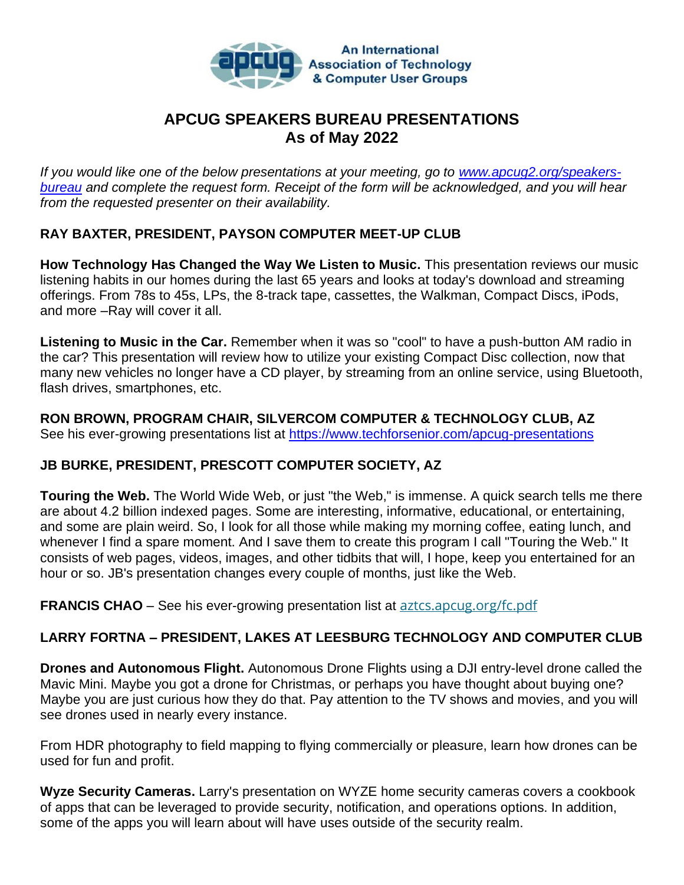An International Association of Technology & Computer User Groups

# APCUG SPEAKERS BUREAU PRESENTATIONS
# As of May 2022

*If you would like one of the below presentations at your meeting, go to [www.apcug2.org/speakers-bureau](www.apcug2.org/speakers-bureau) and complete the request form. Receipt of the form will be acknowledged, and you will hear from the requested presenter on their availability.*

## RAY BAXTER, PRESIDENT, PAYSON COMPUTER MEET-UP CLUB

**How Technology Has Changed the Way We Listen to Music.** This presentation reviews our music listening habits in our homes during the last 65 years and looks at today's download and streaming offerings. From 78s to 45s, LPs, the 8-track tape, cassettes, the Walkman, Compact Discs, iPods, and more –Ray will cover it all.

**Listening to Music in the Car.** Remember when it was so "cool" to have a push-button AM radio in the car? This presentation will review how to utilize your existing Compact Disc collection, now that many new vehicles no longer have a CD player, by streaming from an online service, using Bluetooth, flash drives, smartphones, etc.

## RON BROWN, PROGRAM CHAIR, SILVERCOM COMPUTER & TECHNOLOGY CLUB, AZ

See his ever-growing presentations list at [https://www.techforsenior.com/apcug-presentations](https://www.techforsenior.com/apcug-presentations)

## JB BURKE, PRESIDENT, PRESCOTT COMPUTER SOCIETY, AZ

**Touring the Web.** The World Wide Web, or just "the Web," is immense. A quick search tells me there are about 4.2 billion indexed pages. Some are interesting, informative, educational, or entertaining, and some are plain weird. So, I look for all those while making my morning coffee, eating lunch, and whenever I find a spare moment. And I save them to create this program I call "Touring the Web." It consists of web pages, videos, images, and other tidbits that will, I hope, keep you entertained for an hour or so. JB's presentation changes every couple of months, just like the Web.

**FRANCIS CHAO** – See his ever-growing presentation list at [aztcs.apcug.org/fc.pdf](aztcs.apcug.org/fc.pdf)

## LARRY FORTNA – PRESIDENT, LAKES AT LEESBURG TECHNOLOGY AND COMPUTER CLUB

**Drones and Autonomous Flight.** Autonomous Drone Flights using a DJI entry-level drone called the Mavic Mini. Maybe you got a drone for Christmas, or perhaps you have thought about buying one? Maybe you are just curious how they do that. Pay attention to the TV shows and movies, and you will see drones used in nearly every instance.

From HDR photography to field mapping to flying commercially or pleasure, learn how drones can be used for fun and profit.

**Wyze Security Cameras.** Larry's presentation on WYZE home security cameras covers a cookbook of apps that can be leveraged to provide security, notification, and operations options. In addition, some of the apps you will learn about will have uses outside of the security realm.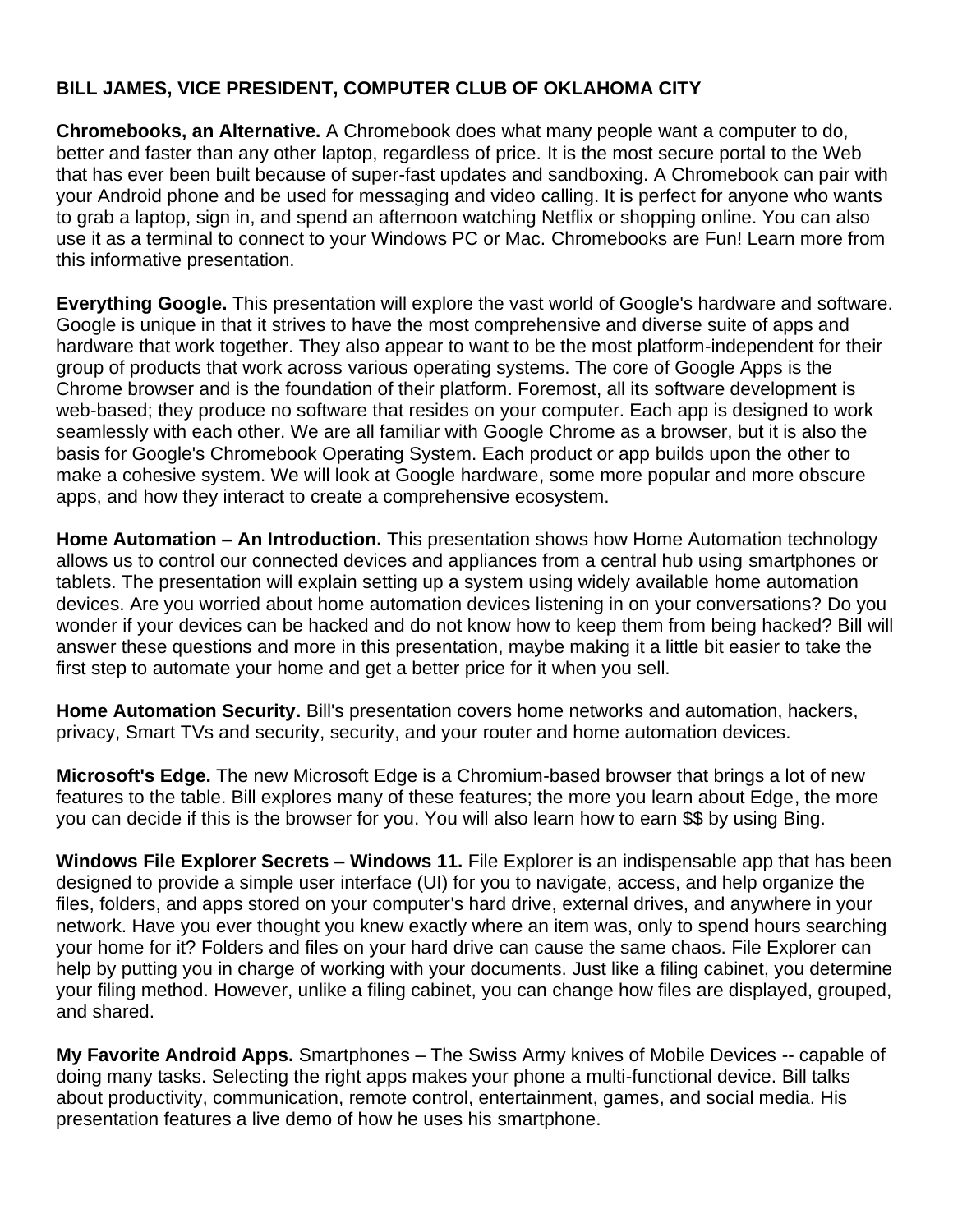**BILL JAMES, VICE PRESIDENT, COMPUTER CLUB OF OKLAHOMA CITY**

**Chromebooks, an Alternative.** A Chromebook does what many people want a computer to do, better and faster than any other laptop, regardless of price. It is the most secure portal to the Web that has ever been built because of super-fast updates and sandboxing. A Chromebook can pair with your Android phone and be used for messaging and video calling. It is perfect for anyone who wants to grab a laptop, sign in, and spend an afternoon watching Netflix or shopping online. You can also use it as a terminal to connect to your Windows PC or Mac. Chromebooks are Fun! Learn more from this informative presentation.

**Everything Google.** This presentation will explore the vast world of Google's hardware and software. Google is unique in that it strives to have the most comprehensive and diverse suite of apps and hardware that work together. They also appear to want to be the most platform-independent for their group of products that work across various operating systems. The core of Google Apps is the Chrome browser and is the foundation of their platform. Foremost, all its software development is web-based; they produce no software that resides on your computer. Each app is designed to work seamlessly with each other. We are all familiar with Google Chrome as a browser, but it is also the basis for Google's Chromebook Operating System. Each product or app builds upon the other to make a cohesive system. We will look at Google hardware, some more popular and more obscure apps, and how they interact to create a comprehensive ecosystem.

**Home Automation – An Introduction.** This presentation shows how Home Automation technology allows us to control our connected devices and appliances from a central hub using smartphones or tablets. The presentation will explain setting up a system using widely available home automation devices. Are you worried about home automation devices listening in on your conversations? Do you wonder if your devices can be hacked and do not know how to keep them from being hacked? Bill will answer these questions and more in this presentation, maybe making it a little bit easier to take the first step to automate your home and get a better price for it when you sell.

**Home Automation Security.** Bill's presentation covers home networks and automation, hackers, privacy, Smart TVs and security, security, and your router and home automation devices.

**Microsoft's Edge.** The new Microsoft Edge is a Chromium-based browser that brings a lot of new features to the table. Bill explores many of these features; the more you learn about Edge, the more you can decide if this is the browser for you. You will also learn how to earn $$ by using Bing.

**Windows File Explorer Secrets – Windows 11.** File Explorer is an indispensable app that has been designed to provide a simple user interface (UI) for you to navigate, access, and help organize the files, folders, and apps stored on your computer's hard drive, external drives, and anywhere in your network. Have you ever thought you knew exactly where an item was, only to spend hours searching your home for it? Folders and files on your hard drive can cause the same chaos. File Explorer can help by putting you in charge of working with your documents. Just like a filing cabinet, you determine your filing method. However, unlike a filing cabinet, you can change how files are displayed, grouped, and shared.

**My Favorite Android Apps.** Smartphones – The Swiss Army knives of Mobile Devices -- capable of doing many tasks. Selecting the right apps makes your phone a multi-functional device. Bill talks about productivity, communication, remote control, entertainment, games, and social media. His presentation features a live demo of how he uses his smartphone.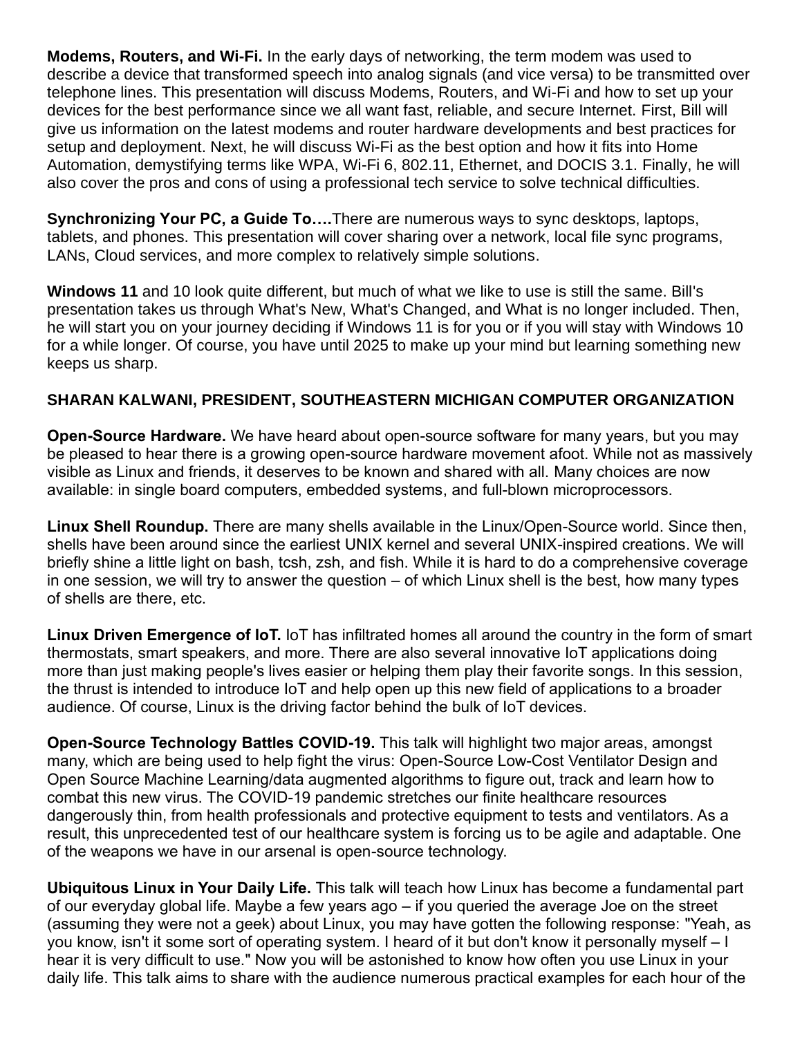**Modems, Routers, and Wi-Fi.** In the early days of networking, the term modem was used to describe a device that transformed speech into analog signals (and vice versa) to be transmitted over telephone lines. This presentation will discuss Modems, Routers, and Wi-Fi and how to set up your devices for the best performance since we all want fast, reliable, and secure Internet. First, Bill will give us information on the latest modems and router hardware developments and best practices for setup and deployment. Next, he will discuss Wi-Fi as the best option and how it fits into Home Automation, demystifying terms like WPA, Wi-Fi 6, 802.11, Ethernet, and DOCIS 3.1. Finally, he will also cover the pros and cons of using a professional tech service to solve technical difficulties.

**Synchronizing Your PC, a Guide To….**There are numerous ways to sync desktops, laptops, tablets, and phones. This presentation will cover sharing over a network, local file sync programs, LANs, Cloud services, and more complex to relatively simple solutions.

**Windows 11** and 10 look quite different, but much of what we like to use is still the same. Bill's presentation takes us through What's New, What's Changed, and What is no longer included. Then, he will start you on your journey deciding if Windows 11 is for you or if you will stay with Windows 10 for a while longer. Of course, you have until 2025 to make up your mind but learning something new keeps us sharp.

**SHARAN KALWANI, PRESIDENT, SOUTHEASTERN MICHIGAN COMPUTER ORGANIZATION**

**Open-Source Hardware.** We have heard about open-source software for many years, but you may be pleased to hear there is a growing open-source hardware movement afoot. While not as massively visible as Linux and friends, it deserves to be known and shared with all. Many choices are now available: in single board computers, embedded systems, and full-blown microprocessors.

**Linux Shell Roundup.** There are many shells available in the Linux/Open-Source world. Since then, shells have been around since the earliest UNIX kernel and several UNIX-inspired creations. We will briefly shine a little light on bash, tcsh, zsh, and fish. While it is hard to do a comprehensive coverage in one session, we will try to answer the question – of which Linux shell is the best, how many types of shells are there, etc.

**Linux Driven Emergence of IoT.** IoT has infiltrated homes all around the country in the form of smart thermostats, smart speakers, and more. There are also several innovative IoT applications doing more than just making people's lives easier or helping them play their favorite songs. In this session, the thrust is intended to introduce IoT and help open up this new field of applications to a broader audience. Of course, Linux is the driving factor behind the bulk of IoT devices.

**Open-Source Technology Battles COVID-19.** This talk will highlight two major areas, amongst many, which are being used to help fight the virus: Open-Source Low-Cost Ventilator Design and Open Source Machine Learning/data augmented algorithms to figure out, track and learn how to combat this new virus. The COVID-19 pandemic stretches our finite healthcare resources dangerously thin, from health professionals and protective equipment to tests and ventilators. As a result, this unprecedented test of our healthcare system is forcing us to be agile and adaptable. One of the weapons we have in our arsenal is open-source technology.

**Ubiquitous Linux in Your Daily Life.** This talk will teach how Linux has become a fundamental part of our everyday global life. Maybe a few years ago – if you queried the average Joe on the street (assuming they were not a geek) about Linux, you may have gotten the following response: "Yeah, as you know, isn't it some sort of operating system. I heard of it but don't know it personally myself – I hear it is very difficult to use." Now you will be astonished to know how often you use Linux in your daily life. This talk aims to share with the audience numerous practical examples for each hour of the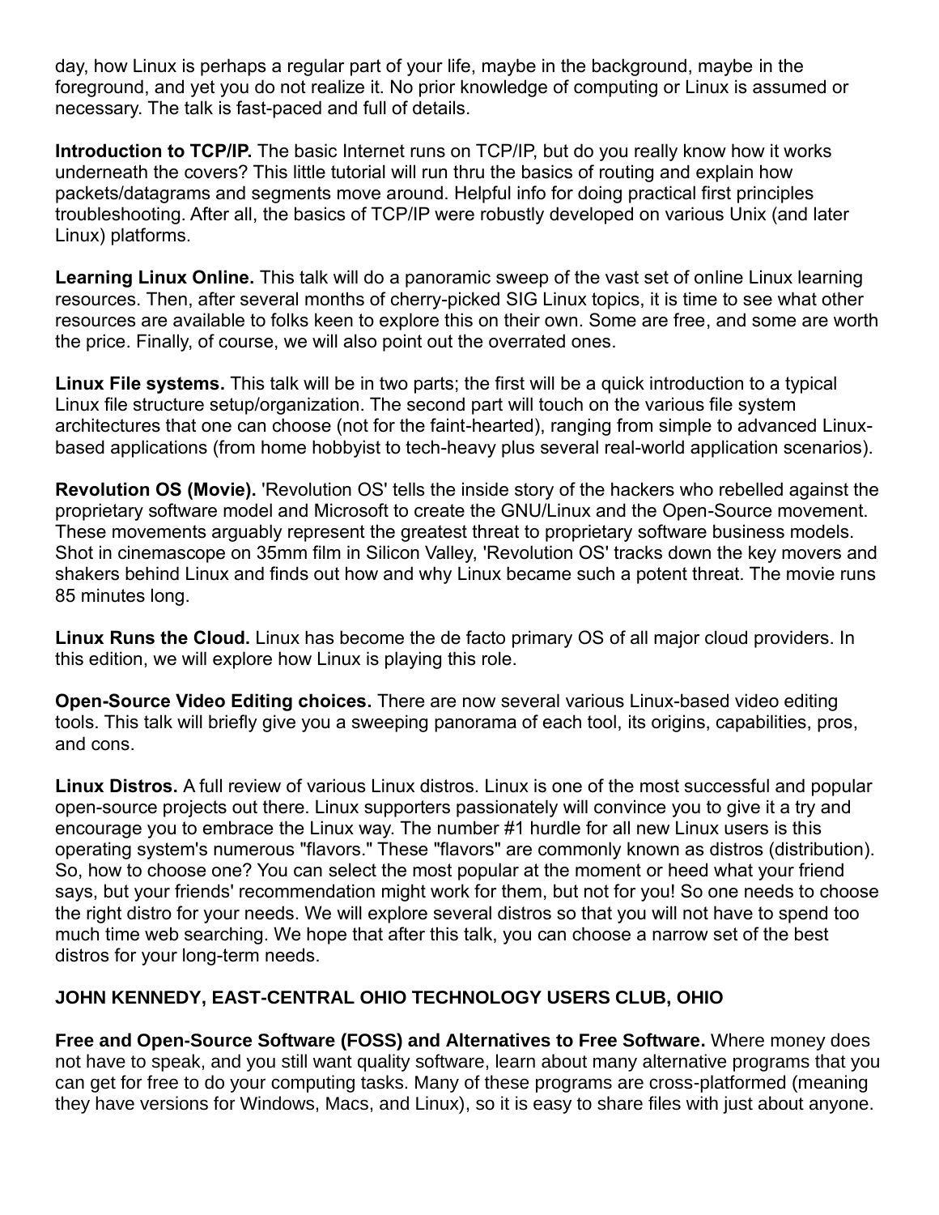day, how Linux is perhaps a regular part of your life, maybe in the background, maybe in the foreground, and yet you do not realize it. No prior knowledge of computing or Linux is assumed or necessary. The talk is fast-paced and full of details.

**Introduction to TCP/IP.** The basic Internet runs on TCP/IP, but do you really know how it works underneath the covers? This little tutorial will run thru the basics of routing and explain how packets/datagrams and segments move around. Helpful info for doing practical first principles troubleshooting. After all, the basics of TCP/IP were robustly developed on various Unix (and later Linux) platforms.

**Learning Linux Online.** This talk will do a panoramic sweep of the vast set of online Linux learning resources. Then, after several months of cherry-picked SIG Linux topics, it is time to see what other resources are available to folks keen to explore this on their own. Some are free, and some are worth the price. Finally, of course, we will also point out the overrated ones.

**Linux File systems.** This talk will be in two parts; the first will be a quick introduction to a typical Linux file structure setup/organization. The second part will touch on the various file system architectures that one can choose (not for the faint-hearted), ranging from simple to advanced Linux-based applications (from home hobbyist to tech-heavy plus several real-world application scenarios).

**Revolution OS (Movie).** 'Revolution OS' tells the inside story of the hackers who rebelled against the proprietary software model and Microsoft to create the GNU/Linux and the Open-Source movement. These movements arguably represent the greatest threat to proprietary software business models. Shot in cinemascope on 35mm film in Silicon Valley, 'Revolution OS' tracks down the key movers and shakers behind Linux and finds out how and why Linux became such a potent threat. The movie runs 85 minutes long.

**Linux Runs the Cloud.** Linux has become the de facto primary OS of all major cloud providers. In this edition, we will explore how Linux is playing this role.

**Open-Source Video Editing choices.** There are now several various Linux-based video editing tools. This talk will briefly give you a sweeping panorama of each tool, its origins, capabilities, pros, and cons.

**Linux Distros.** A full review of various Linux distros. Linux is one of the most successful and popular open-source projects out there. Linux supporters passionately will convince you to give it a try and encourage you to embrace the Linux way. The number #1 hurdle for all new Linux users is this operating system's numerous "flavors." These "flavors" are commonly known as distros (distribution). So, how to choose one? You can select the most popular at the moment or heed what your friend says, but your friends' recommendation might work for them, but not for you! So one needs to choose the right distro for your needs. We will explore several distros so that you will not have to spend too much time web searching. We hope that after this talk, you can choose a narrow set of the best distros for your long-term needs.

### JOHN KENNEDY, EAST-CENTRAL OHIO TECHNOLOGY USERS CLUB, OHIO

**Free and Open-Source Software (FOSS) and Alternatives to Free Software.** Where money does not have to speak, and you still want quality software, learn about many alternative programs that you can get for free to do your computing tasks. Many of these programs are cross-platformed (meaning they have versions for Windows, Macs, and Linux), so it is easy to share files with just about anyone.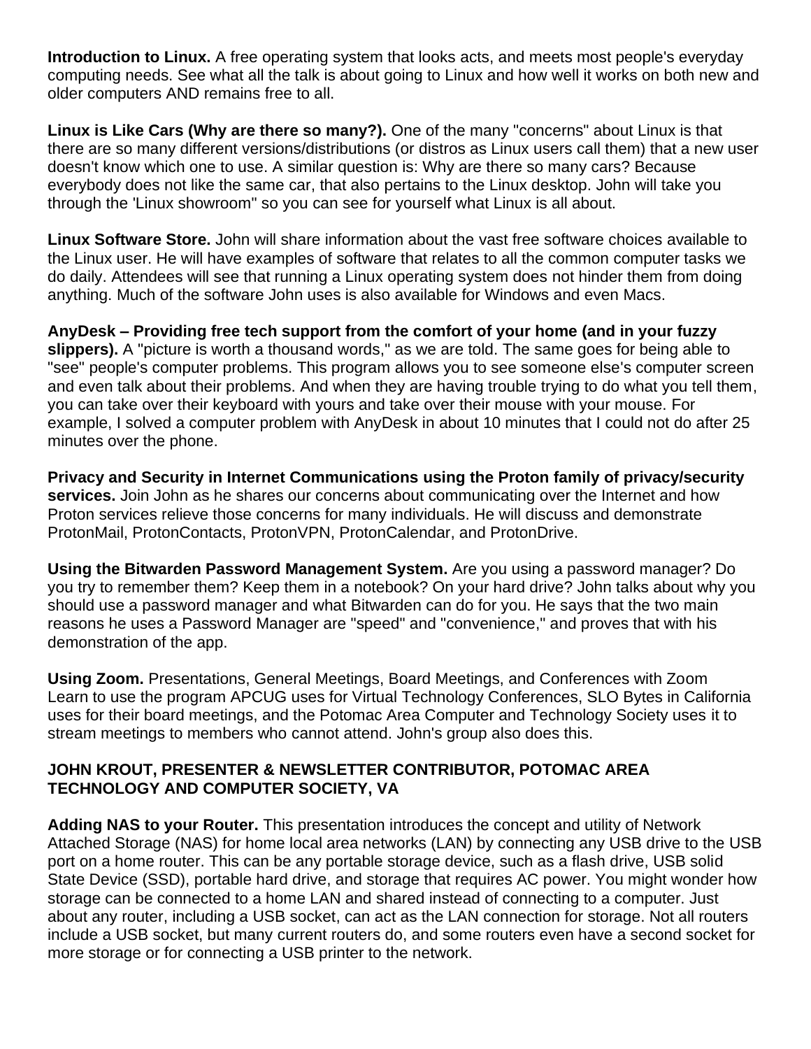**Introduction to Linux.** A free operating system that looks acts, and meets most people's everyday computing needs. See what all the talk is about going to Linux and how well it works on both new and older computers AND remains free to all.

**Linux is Like Cars (Why are there so many?).** One of the many "concerns" about Linux is that there are so many different versions/distributions (or distros as Linux users call them) that a new user doesn't know which one to use. A similar question is: Why are there so many cars? Because everybody does not like the same car, that also pertains to the Linux desktop. John will take you through the 'Linux showroom" so you can see for yourself what Linux is all about.

**Linux Software Store.** John will share information about the vast free software choices available to the Linux user. He will have examples of software that relates to all the common computer tasks we do daily. Attendees will see that running a Linux operating system does not hinder them from doing anything. Much of the software John uses is also available for Windows and even Macs.

**AnyDesk – Providing free tech support from the comfort of your home (and in your fuzzy slippers).** A "picture is worth a thousand words," as we are told. The same goes for being able to "see" people's computer problems. This program allows you to see someone else's computer screen and even talk about their problems. And when they are having trouble trying to do what you tell them, you can take over their keyboard with yours and take over their mouse with your mouse. For example, I solved a computer problem with AnyDesk in about 10 minutes that I could not do after 25 minutes over the phone.

**Privacy and Security in Internet Communications using the Proton family of privacy/security services.** Join John as he shares our concerns about communicating over the Internet and how Proton services relieve those concerns for many individuals. He will discuss and demonstrate ProtonMail, ProtonContacts, ProtonVPN, ProtonCalendar, and ProtonDrive.

**Using the Bitwarden Password Management System.** Are you using a password manager? Do you try to remember them? Keep them in a notebook? On your hard drive? John talks about why you should use a password manager and what Bitwarden can do for you. He says that the two main reasons he uses a Password Manager are "speed" and "convenience," and proves that with his demonstration of the app.

**Using Zoom.** Presentations, General Meetings, Board Meetings, and Conferences with Zoom Learn to use the program APCUG uses for Virtual Technology Conferences, SLO Bytes in California uses for their board meetings, and the Potomac Area Computer and Technology Society uses it to stream meetings to members who cannot attend. John's group also does this.

**JOHN KROUT, PRESENTER & NEWSLETTER CONTRIBUTOR, POTOMAC AREA TECHNOLOGY AND COMPUTER SOCIETY, VA**

**Adding NAS to your Router.** This presentation introduces the concept and utility of Network Attached Storage (NAS) for home local area networks (LAN) by connecting any USB drive to the USB port on a home router. This can be any portable storage device, such as a flash drive, USB solid State Device (SSD), portable hard drive, and storage that requires AC power. You might wonder how storage can be connected to a home LAN and shared instead of connecting to a computer. Just about any router, including a USB socket, can act as the LAN connection for storage. Not all routers include a USB socket, but many current routers do, and some routers even have a second socket for more storage or for connecting a USB printer to the network.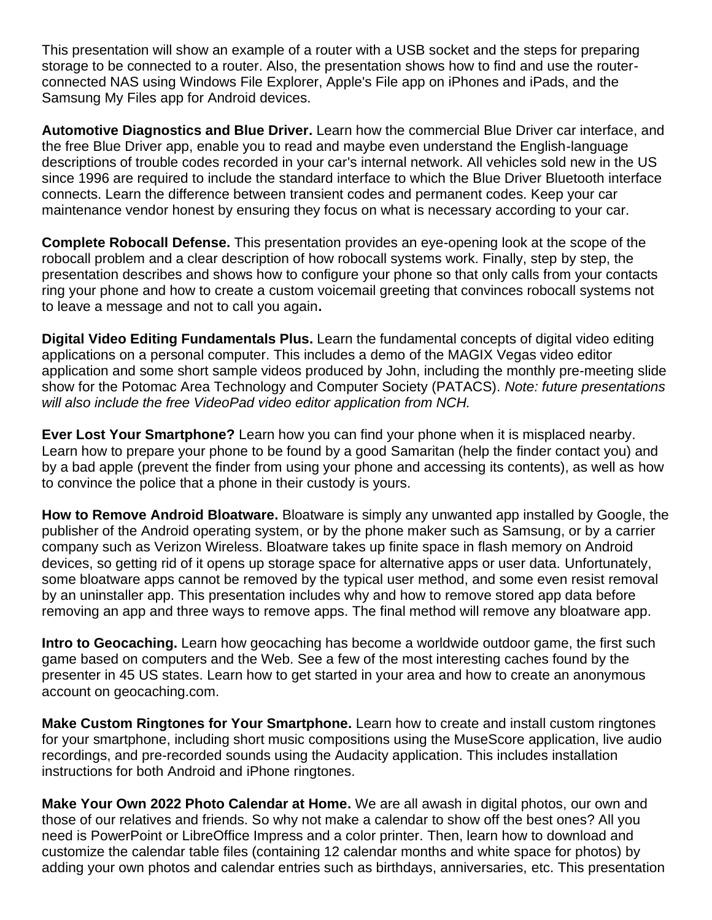This presentation will show an example of a router with a USB socket and the steps for preparing storage to be connected to a router. Also, the presentation shows how to find and use the router-connected NAS using Windows File Explorer, Apple's File app on iPhones and iPads, and the Samsung My Files app for Android devices.

**Automotive Diagnostics and Blue Driver.** Learn how the commercial Blue Driver car interface, and the free Blue Driver app, enable you to read and maybe even understand the English-language descriptions of trouble codes recorded in your car's internal network. All vehicles sold new in the US since 1996 are required to include the standard interface to which the Blue Driver Bluetooth interface connects. Learn the difference between transient codes and permanent codes. Keep your car maintenance vendor honest by ensuring they focus on what is necessary according to your car.

**Complete Robocall Defense.** This presentation provides an eye-opening look at the scope of the robocall problem and a clear description of how robocall systems work. Finally, step by step, the presentation describes and shows how to configure your phone so that only calls from your contacts ring your phone and how to create a custom voicemail greeting that convinces robocall systems not to leave a message and not to call you again**.**

**Digital Video Editing Fundamentals Plus.** Learn the fundamental concepts of digital video editing applications on a personal computer. This includes a demo of the MAGIX Vegas video editor application and some short sample videos produced by John, including the monthly pre-meeting slide show for the Potomac Area Technology and Computer Society (PATACS). *Note: future presentations will also include the free VideoPad video editor application from NCH.*

**Ever Lost Your Smartphone?** Learn how you can find your phone when it is misplaced nearby. Learn how to prepare your phone to be found by a good Samaritan (help the finder contact you) and by a bad apple (prevent the finder from using your phone and accessing its contents), as well as how to convince the police that a phone in their custody is yours.

**How to Remove Android Bloatware.** Bloatware is simply any unwanted app installed by Google, the publisher of the Android operating system, or by the phone maker such as Samsung, or by a carrier company such as Verizon Wireless. Bloatware takes up finite space in flash memory on Android devices, so getting rid of it opens up storage space for alternative apps or user data. Unfortunately, some bloatware apps cannot be removed by the typical user method, and some even resist removal by an uninstaller app. This presentation includes why and how to remove stored app data before removing an app and three ways to remove apps. The final method will remove any bloatware app.

**Intro to Geocaching.** Learn how geocaching has become a worldwide outdoor game, the first such game based on computers and the Web. See a few of the most interesting caches found by the presenter in 45 US states. Learn how to get started in your area and how to create an anonymous account on geocaching.com.

**Make Custom Ringtones for Your Smartphone.** Learn how to create and install custom ringtones for your smartphone, including short music compositions using the MuseScore application, live audio recordings, and pre-recorded sounds using the Audacity application. This includes installation instructions for both Android and iPhone ringtones.

**Make Your Own 2022 Photo Calendar at Home.** We are all awash in digital photos, our own and those of our relatives and friends. So why not make a calendar to show off the best ones? All you need is PowerPoint or LibreOffice Impress and a color printer. Then, learn how to download and customize the calendar table files (containing 12 calendar months and white space for photos) by adding your own photos and calendar entries such as birthdays, anniversaries, etc. This presentation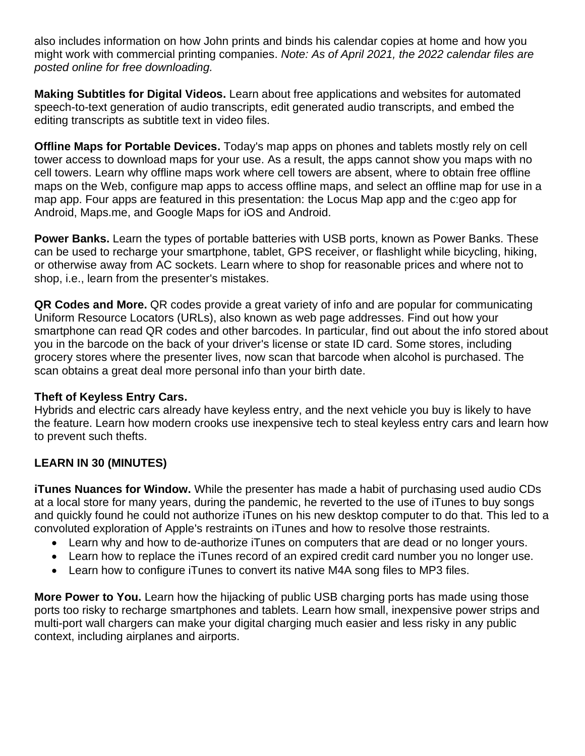also includes information on how John prints and binds his calendar copies at home and how you might work with commercial printing companies. *Note: As of April 2021, the 2022 calendar files are posted online for free downloading.*

**Making Subtitles for Digital Videos.** Learn about free applications and websites for automated speech-to-text generation of audio transcripts, edit generated audio transcripts, and embed the editing transcripts as subtitle text in video files.

**Offline Maps for Portable Devices.** Today's map apps on phones and tablets mostly rely on cell tower access to download maps for your use. As a result, the apps cannot show you maps with no cell towers. Learn why offline maps work where cell towers are absent, where to obtain free offline maps on the Web, configure map apps to access offline maps, and select an offline map for use in a map app. Four apps are featured in this presentation: the Locus Map app and the c:geo app for Android, Maps.me, and Google Maps for iOS and Android.

**Power Banks.** Learn the types of portable batteries with USB ports, known as Power Banks. These can be used to recharge your smartphone, tablet, GPS receiver, or flashlight while bicycling, hiking, or otherwise away from AC sockets. Learn where to shop for reasonable prices and where not to shop, i.e., learn from the presenter's mistakes.

**QR Codes and More.** QR codes provide a great variety of info and are popular for communicating Uniform Resource Locators (URLs), also known as web page addresses. Find out how your smartphone can read QR codes and other barcodes. In particular, find out about the info stored about you in the barcode on the back of your driver's license or state ID card. Some stores, including grocery stores where the presenter lives, now scan that barcode when alcohol is purchased. The scan obtains a great deal more personal info than your birth date.

**Theft of Keyless Entry Cars.**
Hybrids and electric cars already have keyless entry, and the next vehicle you buy is likely to have the feature. Learn how modern crooks use inexpensive tech to steal keyless entry cars and learn how to prevent such thefts.

## LEARN IN 30 (MINUTES)

**iTunes Nuances for Window.** While the presenter has made a habit of purchasing used audio CDs at a local store for many years, during the pandemic, he reverted to the use of iTunes to buy songs and quickly found he could not authorize iTunes on his new desktop computer to do that. This led to a convoluted exploration of Apple's restraints on iTunes and how to resolve those restraints.

- Learn why and how to de-authorize iTunes on computers that are dead or no longer yours.
- Learn how to replace the iTunes record of an expired credit card number you no longer use.
- Learn how to configure iTunes to convert its native M4A song files to MP3 files.

**More Power to You.** Learn how the hijacking of public USB charging ports has made using those ports too risky to recharge smartphones and tablets. Learn how small, inexpensive power strips and multi-port wall chargers can make your digital charging much easier and less risky in any public context, including airplanes and airports.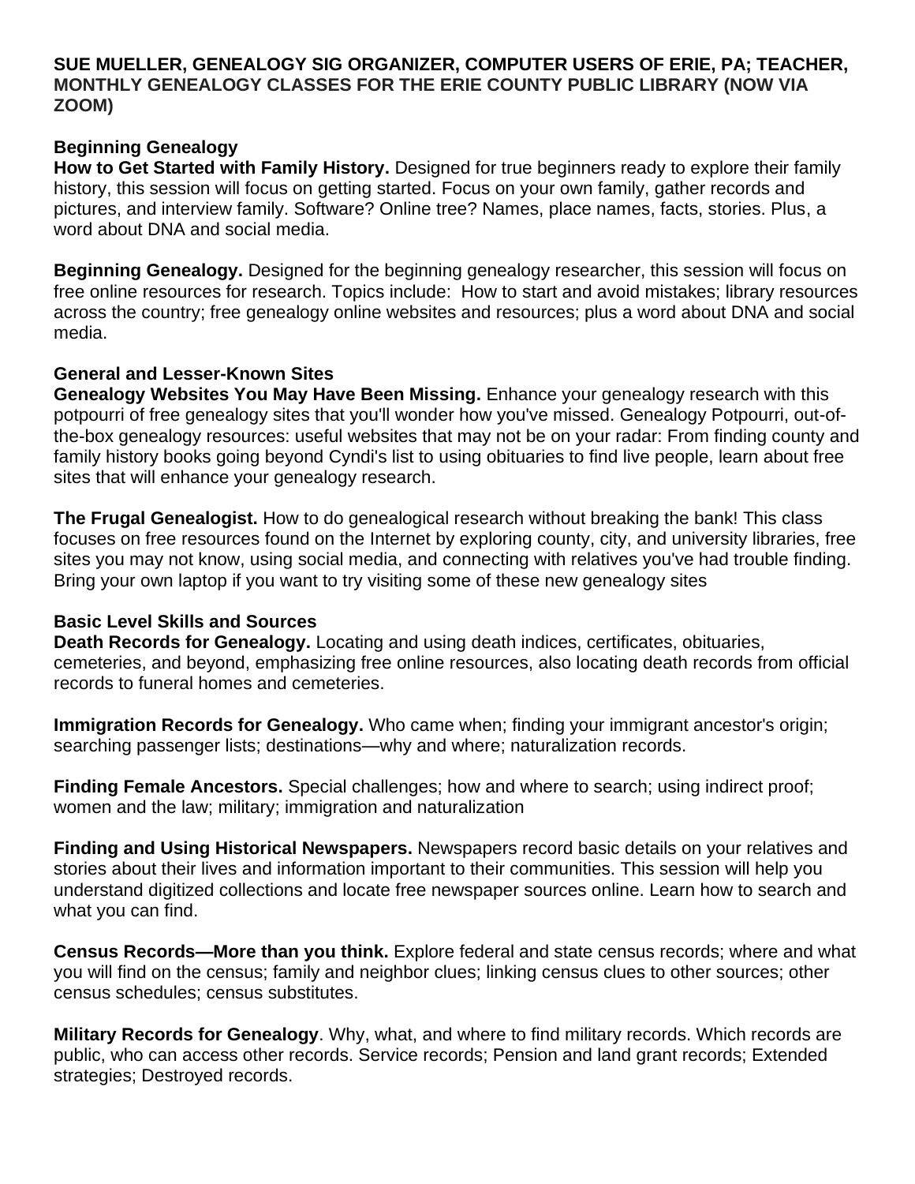**SUE MUELLER, GENEALOGY SIG ORGANIZER, COMPUTER USERS OF ERIE, PA; TEACHER, MONTHLY GENEALOGY CLASSES FOR THE ERIE COUNTY PUBLIC LIBRARY (NOW VIA ZOOM)**

### Beginning Genealogy

**How to Get Started with Family History.** Designed for true beginners ready to explore their family history, this session will focus on getting started. Focus on your own family, gather records and pictures, and interview family. Software? Online tree? Names, place names, facts, stories. Plus, a word about DNA and social media.

**Beginning Genealogy.** Designed for the beginning genealogy researcher, this session will focus on free online resources for research. Topics include: How to start and avoid mistakes; library resources across the country; free genealogy online websites and resources; plus a word about DNA and social media.

### General and Lesser-Known Sites

**Genealogy Websites You May Have Been Missing.** Enhance your genealogy research with this potpourri of free genealogy sites that you'll wonder how you've missed. Genealogy Potpourri, out-of-the-box genealogy resources: useful websites that may not be on your radar: From finding county and family history books going beyond Cyndi's list to using obituaries to find live people, learn about free sites that will enhance your genealogy research.

**The Frugal Genealogist.** How to do genealogical research without breaking the bank! This class focuses on free resources found on the Internet by exploring county, city, and university libraries, free sites you may not know, using social media, and connecting with relatives you've had trouble finding. Bring your own laptop if you want to try visiting some of these new genealogy sites

### Basic Level Skills and Sources

**Death Records for Genealogy.** Locating and using death indices, certificates, obituaries, cemeteries, and beyond, emphasizing free online resources, also locating death records from official records to funeral homes and cemeteries.

**Immigration Records for Genealogy.** Who came when; finding your immigrant ancestor's origin; searching passenger lists; destinations—why and where; naturalization records.

**Finding Female Ancestors.** Special challenges; how and where to search; using indirect proof; women and the law; military; immigration and naturalization

**Finding and Using Historical Newspapers.** Newspapers record basic details on your relatives and stories about their lives and information important to their communities. This session will help you understand digitized collections and locate free newspaper sources online. Learn how to search and what you can find.

**Census Records—More than you think.** Explore federal and state census records; where and what you will find on the census; family and neighbor clues; linking census clues to other sources; other census schedules; census substitutes.

**Military Records for Genealogy**. Why, what, and where to find military records. Which records are public, who can access other records. Service records; Pension and land grant records; Extended strategies; Destroyed records.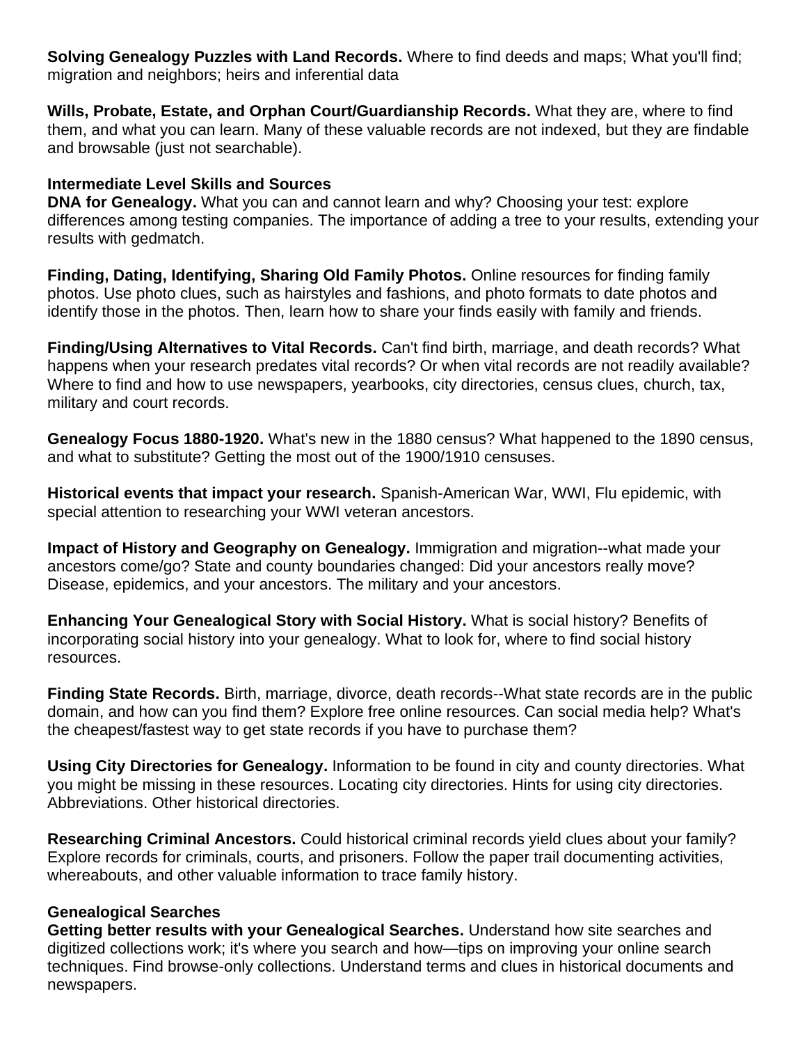**Solving Genealogy Puzzles with Land Records.** Where to find deeds and maps; What you'll find; migration and neighbors; heirs and inferential data

**Wills, Probate, Estate, and Orphan Court/Guardianship Records.** What they are, where to find them, and what you can learn. Many of these valuable records are not indexed, but they are findable and browsable (just not searchable).

**Intermediate Level Skills and Sources**

**DNA for Genealogy.** What you can and cannot learn and why? Choosing your test: explore differences among testing companies. The importance of adding a tree to your results, extending your results with gedmatch.

**Finding, Dating, Identifying, Sharing Old Family Photos.** Online resources for finding family photos. Use photo clues, such as hairstyles and fashions, and photo formats to date photos and identify those in the photos. Then, learn how to share your finds easily with family and friends.

**Finding/Using Alternatives to Vital Records.** Can't find birth, marriage, and death records? What happens when your research predates vital records? Or when vital records are not readily available? Where to find and how to use newspapers, yearbooks, city directories, census clues, church, tax, military and court records.

**Genealogy Focus 1880-1920.** What's new in the 1880 census? What happened to the 1890 census, and what to substitute? Getting the most out of the 1900/1910 censuses.

**Historical events that impact your research.** Spanish-American War, WWI, Flu epidemic, with special attention to researching your WWI veteran ancestors.

**Impact of History and Geography on Genealogy.** Immigration and migration--what made your ancestors come/go? State and county boundaries changed: Did your ancestors really move? Disease, epidemics, and your ancestors. The military and your ancestors.

**Enhancing Your Genealogical Story with Social History.** What is social history? Benefits of incorporating social history into your genealogy. What to look for, where to find social history resources.

**Finding State Records.** Birth, marriage, divorce, death records--What state records are in the public domain, and how can you find them? Explore free online resources. Can social media help? What's the cheapest/fastest way to get state records if you have to purchase them?

**Using City Directories for Genealogy.** Information to be found in city and county directories. What you might be missing in these resources. Locating city directories. Hints for using city directories. Abbreviations. Other historical directories.

**Researching Criminal Ancestors.** Could historical criminal records yield clues about your family? Explore records for criminals, courts, and prisoners. Follow the paper trail documenting activities, whereabouts, and other valuable information to trace family history.

**Genealogical Searches**

**Getting better results with your Genealogical Searches.** Understand how site searches and digitized collections work; it's where you search and how—tips on improving your online search techniques. Find browse-only collections. Understand terms and clues in historical documents and newspapers.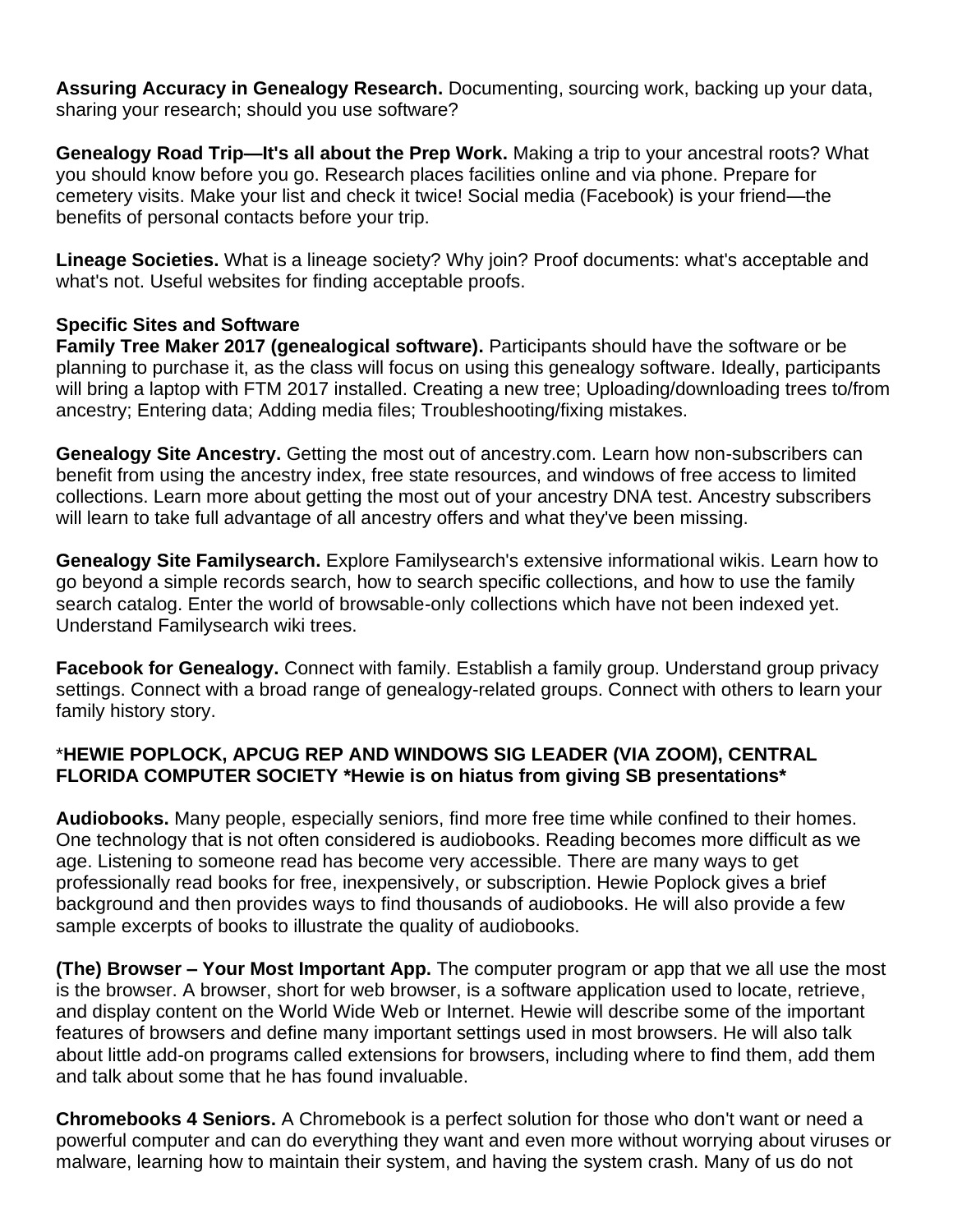**Assuring Accuracy in Genealogy Research.** Documenting, sourcing work, backing up your data, sharing your research; should you use software?

**Genealogy Road Trip—It's all about the Prep Work.** Making a trip to your ancestral roots? What you should know before you go. Research places facilities online and via phone. Prepare for cemetery visits. Make your list and check it twice! Social media (Facebook) is your friend—the benefits of personal contacts before your trip.

**Lineage Societies.** What is a lineage society? Why join? Proof documents: what's acceptable and what's not. Useful websites for finding acceptable proofs.

**Specific Sites and Software**

**Family Tree Maker 2017 (genealogical software).** Participants should have the software or be planning to purchase it, as the class will focus on using this genealogy software. Ideally, participants will bring a laptop with FTM 2017 installed. Creating a new tree; Uploading/downloading trees to/from ancestry; Entering data; Adding media files; Troubleshooting/fixing mistakes.

**Genealogy Site Ancestry.** Getting the most out of ancestry.com. Learn how non-subscribers can benefit from using the ancestry index, free state resources, and windows of free access to limited collections. Learn more about getting the most out of your ancestry DNA test. Ancestry subscribers will learn to take full advantage of all ancestry offers and what they've been missing.

**Genealogy Site Familysearch.** Explore Familysearch's extensive informational wikis. Learn how to go beyond a simple records search, how to search specific collections, and how to use the family search catalog. Enter the world of browsable-only collections which have not been indexed yet. Understand Familysearch wiki trees.

**Facebook for Genealogy.** Connect with family. Establish a family group. Understand group privacy settings. Connect with a broad range of genealogy-related groups. Connect with others to learn your family history story.

### *HEWIE POPLOCK, APCUG REP AND WINDOWS SIG LEADER (VIA ZOOM), CENTRAL FLORIDA COMPUTER SOCIETY *Hewie is on hiatus from giving SB presentations*

**Audiobooks.** Many people, especially seniors, find more free time while confined to their homes. One technology that is not often considered is audiobooks. Reading becomes more difficult as we age. Listening to someone read has become very accessible. There are many ways to get professionally read books for free, inexpensively, or subscription. Hewie Poplock gives a brief background and then provides ways to find thousands of audiobooks. He will also provide a few sample excerpts of books to illustrate the quality of audiobooks.

**(The) Browser – Your Most Important App.** The computer program or app that we all use the most is the browser. A browser, short for web browser, is a software application used to locate, retrieve, and display content on the World Wide Web or Internet. Hewie will describe some of the important features of browsers and define many important settings used in most browsers. He will also talk about little add-on programs called extensions for browsers, including where to find them, add them and talk about some that he has found invaluable.

**Chromebooks 4 Seniors.** A Chromebook is a perfect solution for those who don't want or need a powerful computer and can do everything they want and even more without worrying about viruses or malware, learning how to maintain their system, and having the system crash. Many of us do not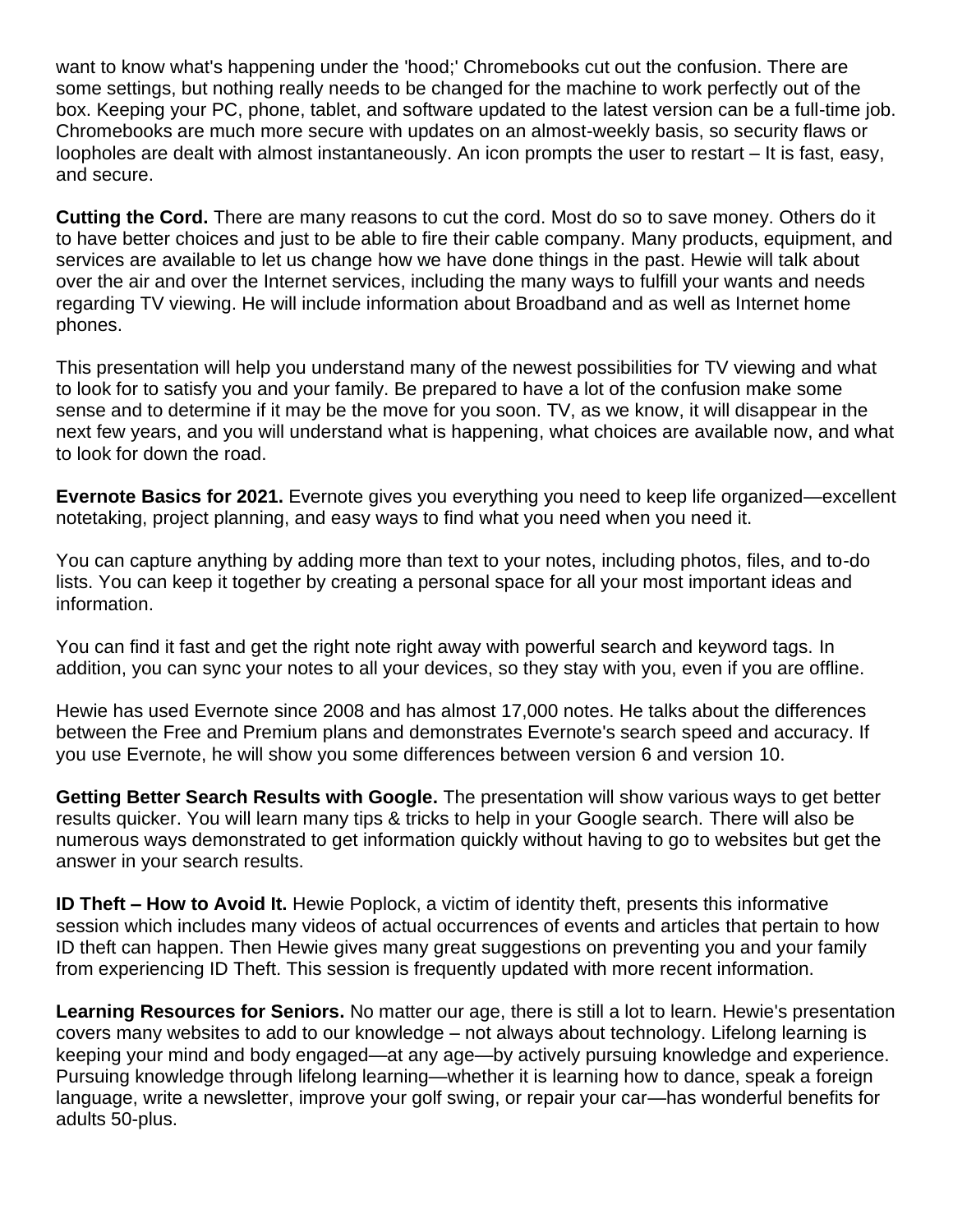want to know what's happening under the 'hood;' Chromebooks cut out the confusion. There are some settings, but nothing really needs to be changed for the machine to work perfectly out of the box. Keeping your PC, phone, tablet, and software updated to the latest version can be a full-time job. Chromebooks are much more secure with updates on an almost-weekly basis, so security flaws or loopholes are dealt with almost instantaneously. An icon prompts the user to restart – It is fast, easy, and secure.

**Cutting the Cord.** There are many reasons to cut the cord. Most do so to save money. Others do it to have better choices and just to be able to fire their cable company. Many products, equipment, and services are available to let us change how we have done things in the past. Hewie will talk about over the air and over the Internet services, including the many ways to fulfill your wants and needs regarding TV viewing. He will include information about Broadband and as well as Internet home phones.

This presentation will help you understand many of the newest possibilities for TV viewing and what to look for to satisfy you and your family. Be prepared to have a lot of the confusion make some sense and to determine if it may be the move for you soon. TV, as we know, it will disappear in the next few years, and you will understand what is happening, what choices are available now, and what to look for down the road.

**Evernote Basics for 2021.** Evernote gives you everything you need to keep life organized—excellent notetaking, project planning, and easy ways to find what you need when you need it.

You can capture anything by adding more than text to your notes, including photos, files, and to-do lists. You can keep it together by creating a personal space for all your most important ideas and information.

You can find it fast and get the right note right away with powerful search and keyword tags. In addition, you can sync your notes to all your devices, so they stay with you, even if you are offline.

Hewie has used Evernote since 2008 and has almost 17,000 notes. He talks about the differences between the Free and Premium plans and demonstrates Evernote's search speed and accuracy. If you use Evernote, he will show you some differences between version 6 and version 10.

**Getting Better Search Results with Google.** The presentation will show various ways to get better results quicker. You will learn many tips & tricks to help in your Google search. There will also be numerous ways demonstrated to get information quickly without having to go to websites but get the answer in your search results.

**ID Theft – How to Avoid It.** Hewie Poplock, a victim of identity theft, presents this informative session which includes many videos of actual occurrences of events and articles that pertain to how ID theft can happen. Then Hewie gives many great suggestions on preventing you and your family from experiencing ID Theft. This session is frequently updated with more recent information.

**Learning Resources for Seniors.** No matter our age, there is still a lot to learn. Hewie's presentation covers many websites to add to our knowledge – not always about technology. Lifelong learning is keeping your mind and body engaged—at any age—by actively pursuing knowledge and experience. Pursuing knowledge through lifelong learning—whether it is learning how to dance, speak a foreign language, write a newsletter, improve your golf swing, or repair your car—has wonderful benefits for adults 50-plus.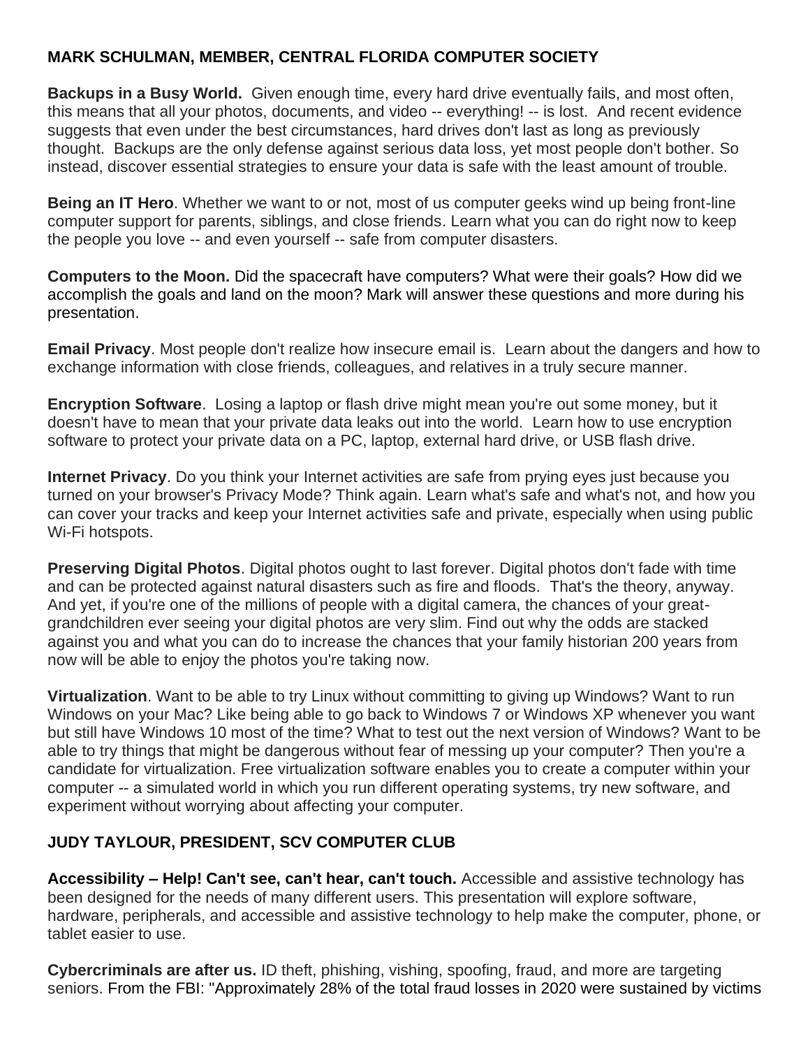## MARK SCHULMAN, MEMBER, CENTRAL FLORIDA COMPUTER SOCIETY

**Backups in a Busy World.** Given enough time, every hard drive eventually fails, and most often, this means that all your photos, documents, and video -- everything! -- is lost. And recent evidence suggests that even under the best circumstances, hard drives don't last as long as previously thought. Backups are the only defense against serious data loss, yet most people don't bother. So instead, discover essential strategies to ensure your data is safe with the least amount of trouble.

**Being an IT Hero**. Whether we want to or not, most of us computer geeks wind up being front-line computer support for parents, siblings, and close friends. Learn what you can do right now to keep the people you love -- and even yourself -- safe from computer disasters.

**Computers to the Moon.** Did the spacecraft have computers? What were their goals? How did we accomplish the goals and land on the moon? Mark will answer these questions and more during his presentation.

**Email Privacy**. Most people don't realize how insecure email is. Learn about the dangers and how to exchange information with close friends, colleagues, and relatives in a truly secure manner.

**Encryption Software**. Losing a laptop or flash drive might mean you're out some money, but it doesn't have to mean that your private data leaks out into the world. Learn how to use encryption software to protect your private data on a PC, laptop, external hard drive, or USB flash drive.

**Internet Privacy**. Do you think your Internet activities are safe from prying eyes just because you turned on your browser's Privacy Mode? Think again. Learn what's safe and what's not, and how you can cover your tracks and keep your Internet activities safe and private, especially when using public Wi-Fi hotspots.

**Preserving Digital Photos**. Digital photos ought to last forever. Digital photos don't fade with time and can be protected against natural disasters such as fire and floods. That's the theory, anyway. And yet, if you're one of the millions of people with a digital camera, the chances of your great-grandchildren ever seeing your digital photos are very slim. Find out why the odds are stacked against you and what you can do to increase the chances that your family historian 200 years from now will be able to enjoy the photos you're taking now.

**Virtualization**. Want to be able to try Linux without committing to giving up Windows? Want to run Windows on your Mac? Like being able to go back to Windows 7 or Windows XP whenever you want but still have Windows 10 most of the time? What to test out the next version of Windows? Want to be able to try things that might be dangerous without fear of messing up your computer? Then you're a candidate for virtualization. Free virtualization software enables you to create a computer within your computer -- a simulated world in which you run different operating systems, try new software, and experiment without worrying about affecting your computer.

## JUDY TAYLOUR, PRESIDENT, SCV COMPUTER CLUB

**Accessibility – Help! Can't see, can't hear, can't touch.** Accessible and assistive technology has been designed for the needs of many different users. This presentation will explore software, hardware, peripherals, and accessible and assistive technology to help make the computer, phone, or tablet easier to use.

**Cybercriminals are after us.** ID theft, phishing, vishing, spoofing, fraud, and more are targeting seniors. From the FBI: "Approximately 28% of the total fraud losses in 2020 were sustained by victims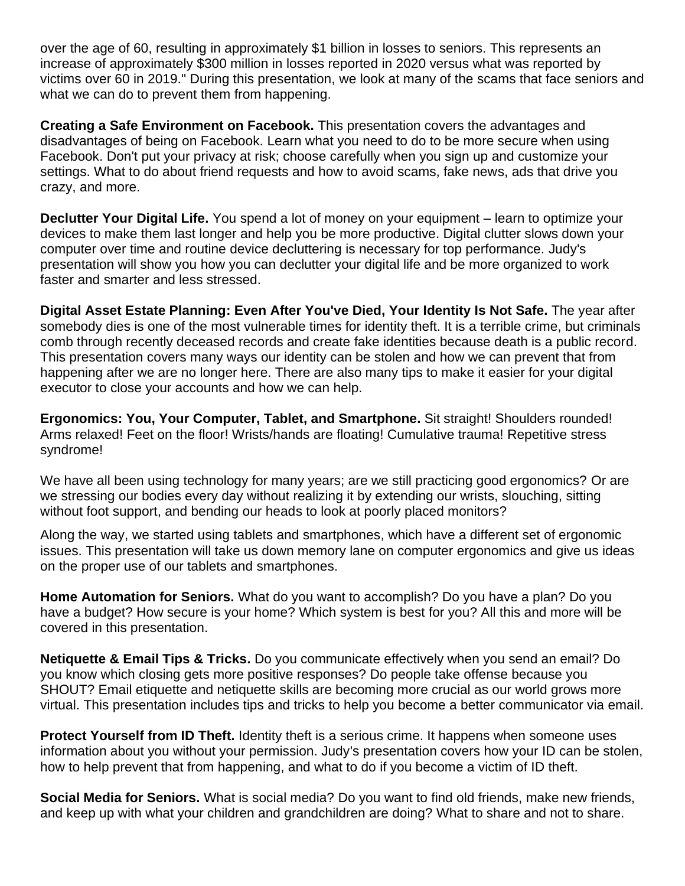over the age of 60, resulting in approximately $1 billion in losses to seniors. This represents an increase of approximately $300 million in losses reported in 2020 versus what was reported by victims over 60 in 2019." During this presentation, we look at many of the scams that face seniors and what we can do to prevent them from happening.

**Creating a Safe Environment on Facebook.** This presentation covers the advantages and disadvantages of being on Facebook. Learn what you need to do to be more secure when using Facebook. Don't put your privacy at risk; choose carefully when you sign up and customize your settings. What to do about friend requests and how to avoid scams, fake news, ads that drive you crazy, and more.

**Declutter Your Digital Life.** You spend a lot of money on your equipment – learn to optimize your devices to make them last longer and help you be more productive. Digital clutter slows down your computer over time and routine device decluttering is necessary for top performance. Judy's presentation will show you how you can declutter your digital life and be more organized to work faster and smarter and less stressed.

**Digital Asset Estate Planning: Even After You've Died, Your Identity Is Not Safe.** The year after somebody dies is one of the most vulnerable times for identity theft. It is a terrible crime, but criminals comb through recently deceased records and create fake identities because death is a public record. This presentation covers many ways our identity can be stolen and how we can prevent that from happening after we are no longer here. There are also many tips to make it easier for your digital executor to close your accounts and how we can help.

**Ergonomics: You, Your Computer, Tablet, and Smartphone.** Sit straight! Shoulders rounded! Arms relaxed! Feet on the floor! Wrists/hands are floating! Cumulative trauma! Repetitive stress syndrome!

We have all been using technology for many years; are we still practicing good ergonomics? Or are we stressing our bodies every day without realizing it by extending our wrists, slouching, sitting without foot support, and bending our heads to look at poorly placed monitors?

Along the way, we started using tablets and smartphones, which have a different set of ergonomic issues. This presentation will take us down memory lane on computer ergonomics and give us ideas on the proper use of our tablets and smartphones.

**Home Automation for Seniors.** What do you want to accomplish? Do you have a plan? Do you have a budget? How secure is your home? Which system is best for you? All this and more will be covered in this presentation.

**Netiquette & Email Tips & Tricks.** Do you communicate effectively when you send an email? Do you know which closing gets more positive responses? Do people take offense because you SHOUT? Email etiquette and netiquette skills are becoming more crucial as our world grows more virtual. This presentation includes tips and tricks to help you become a better communicator via email.

**Protect Yourself from ID Theft.** Identity theft is a serious crime. It happens when someone uses information about you without your permission. Judy's presentation covers how your ID can be stolen, how to help prevent that from happening, and what to do if you become a victim of ID theft.

**Social Media for Seniors.** What is social media? Do you want to find old friends, make new friends, and keep up with what your children and grandchildren are doing? What to share and not to share.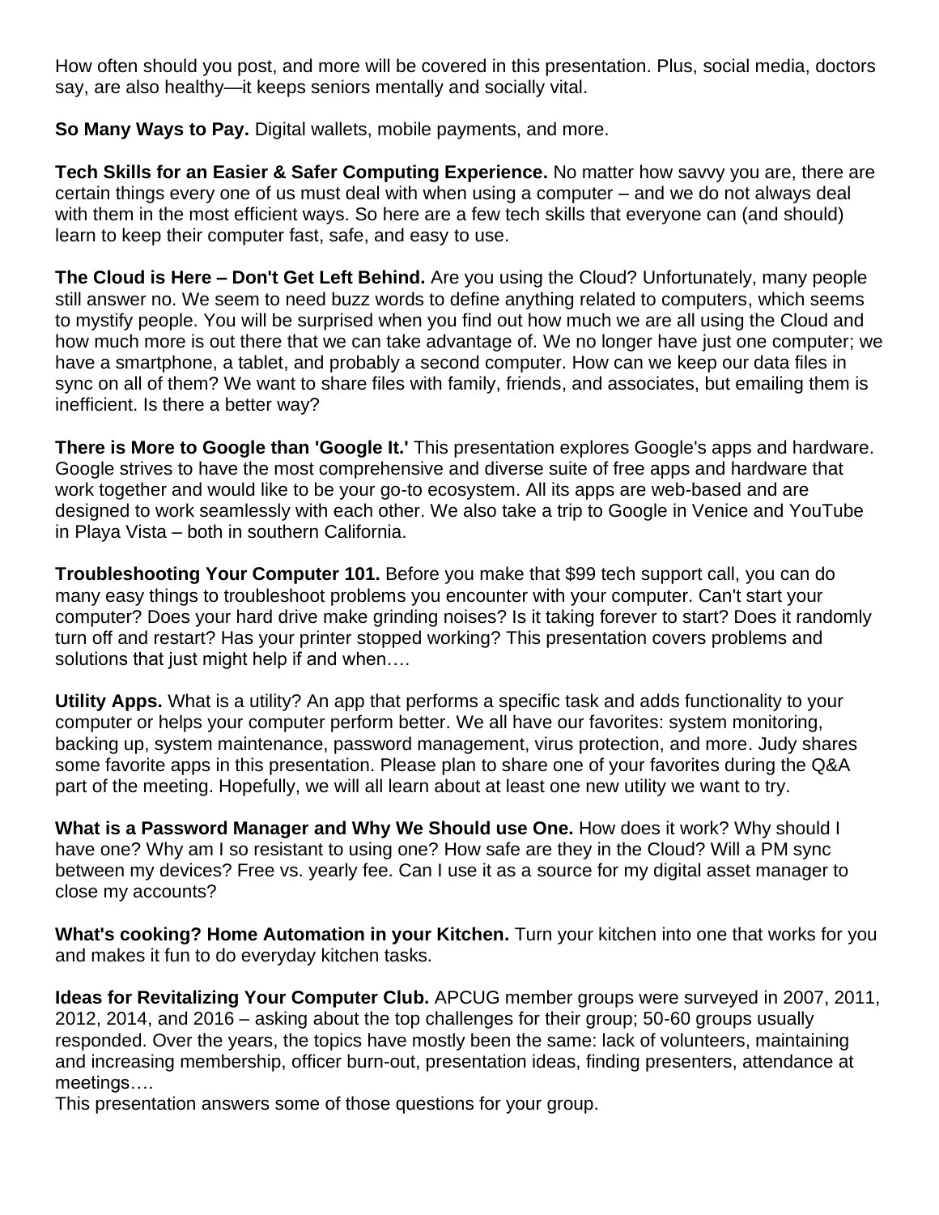How often should you post, and more will be covered in this presentation. Plus, social media, doctors say, are also healthy—it keeps seniors mentally and socially vital.

**So Many Ways to Pay.** Digital wallets, mobile payments, and more.

**Tech Skills for an Easier & Safer Computing Experience.** No matter how savvy you are, there are certain things every one of us must deal with when using a computer – and we do not always deal with them in the most efficient ways. So here are a few tech skills that everyone can (and should) learn to keep their computer fast, safe, and easy to use.

**The Cloud is Here – Don't Get Left Behind.** Are you using the Cloud? Unfortunately, many people still answer no. We seem to need buzz words to define anything related to computers, which seems to mystify people. You will be surprised when you find out how much we are all using the Cloud and how much more is out there that we can take advantage of. We no longer have just one computer; we have a smartphone, a tablet, and probably a second computer. How can we keep our data files in sync on all of them? We want to share files with family, friends, and associates, but emailing them is inefficient. Is there a better way?

**There is More to Google than 'Google It.'** This presentation explores Google's apps and hardware. Google strives to have the most comprehensive and diverse suite of free apps and hardware that work together and would like to be your go-to ecosystem. All its apps are web-based and are designed to work seamlessly with each other. We also take a trip to Google in Venice and YouTube in Playa Vista – both in southern California.

**Troubleshooting Your Computer 101.** Before you make that $99 tech support call, you can do many easy things to troubleshoot problems you encounter with your computer. Can't start your computer? Does your hard drive make grinding noises? Is it taking forever to start? Does it randomly turn off and restart? Has your printer stopped working? This presentation covers problems and solutions that just might help if and when….

**Utility Apps.** What is a utility? An app that performs a specific task and adds functionality to your computer or helps your computer perform better. We all have our favorites: system monitoring, backing up, system maintenance, password management, virus protection, and more. Judy shares some favorite apps in this presentation. Please plan to share one of your favorites during the Q&A part of the meeting. Hopefully, we will all learn about at least one new utility we want to try.

**What is a Password Manager and Why We Should use One.** How does it work? Why should I have one? Why am I so resistant to using one? How safe are they in the Cloud? Will a PM sync between my devices? Free vs. yearly fee. Can I use it as a source for my digital asset manager to close my accounts?

**What's cooking? Home Automation in your Kitchen.** Turn your kitchen into one that works for you and makes it fun to do everyday kitchen tasks.

**Ideas for Revitalizing Your Computer Club.** APCUG member groups were surveyed in 2007, 2011, 2012, 2014, and 2016 – asking about the top challenges for their group; 50-60 groups usually responded. Over the years, the topics have mostly been the same: lack of volunteers, maintaining and increasing membership, officer burn-out, presentation ideas, finding presenters, attendance at meetings….
This presentation answers some of those questions for your group.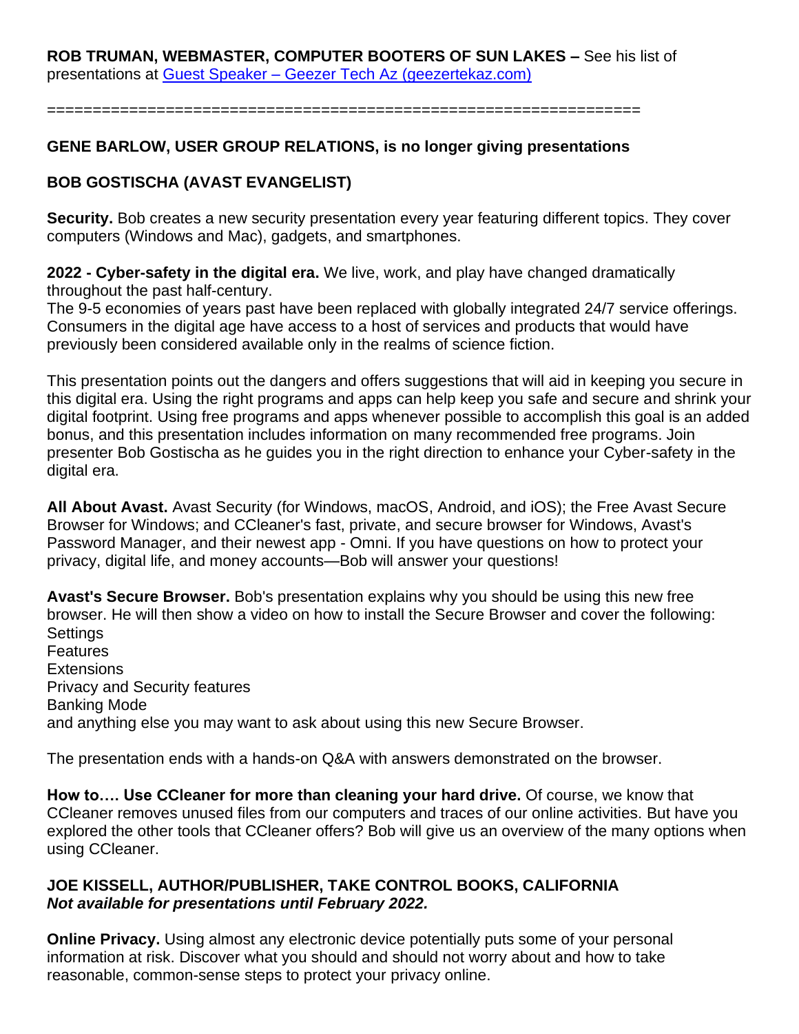**ROB TRUMAN, WEBMASTER, COMPUTER BOOTERS OF SUN LAKES –** See his list of presentations at [Guest Speaker – Geezer Tech Az (geezertekaz.com)](geezertekaz.com)

================================================================

**GENE BARLOW, USER GROUP RELATIONS, is no longer giving presentations**

**BOB GOSTISCHA (AVAST EVANGELIST)**

**Security.** Bob creates a new security presentation every year featuring different topics. They cover computers (Windows and Mac), gadgets, and smartphones.

**2022 - Cyber-safety in the digital era.** We live, work, and play have changed dramatically throughout the past half-century.
The 9-5 economies of years past have been replaced with globally integrated 24/7 service offerings. Consumers in the digital age have access to a host of services and products that would have previously been considered available only in the realms of science fiction.

This presentation points out the dangers and offers suggestions that will aid in keeping you secure in this digital era. Using the right programs and apps can help keep you safe and secure and shrink your digital footprint. Using free programs and apps whenever possible to accomplish this goal is an added bonus, and this presentation includes information on many recommended free programs. Join presenter Bob Gostischa as he guides you in the right direction to enhance your Cyber-safety in the digital era.

**All About Avast.** Avast Security (for Windows, macOS, Android, and iOS); the Free Avast Secure Browser for Windows; and CCleaner's fast, private, and secure browser for Windows, Avast's Password Manager, and their newest app - Omni. If you have questions on how to protect your privacy, digital life, and money accounts—Bob will answer your questions!

**Avast's Secure Browser.** Bob's presentation explains why you should be using this new free browser. He will then show a video on how to install the Secure Browser and cover the following:
Settings
Features
Extensions
Privacy and Security features
Banking Mode
and anything else you may want to ask about using this new Secure Browser.

The presentation ends with a hands-on Q&A with answers demonstrated on the browser.

**How to…. Use CCleaner for more than cleaning your hard drive.** Of course, we know that CCleaner removes unused files from our computers and traces of our online activities. But have you explored the other tools that CCleaner offers? Bob will give us an overview of the many options when using CCleaner.

**JOE KISSELL, AUTHOR/PUBLISHER, TAKE CONTROL BOOKS, CALIFORNIA**
***Not available for presentations until February 2022.***

**Online Privacy.** Using almost any electronic device potentially puts some of your personal information at risk. Discover what you should and should not worry about and how to take reasonable, common-sense steps to protect your privacy online.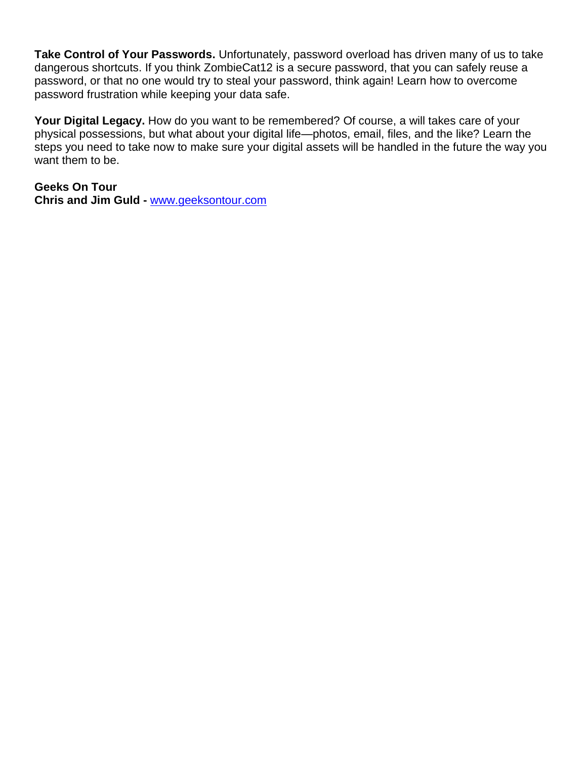**Take Control of Your Passwords.** Unfortunately, password overload has driven many of us to take dangerous shortcuts. If you think ZombieCat12 is a secure password, that you can safely reuse a password, or that no one would try to steal your password, think again! Learn how to overcome password frustration while keeping your data safe.

**Your Digital Legacy.** How do you want to be remembered? Of course, a will takes care of your physical possessions, but what about your digital life—photos, email, files, and the like? Learn the steps you need to take now to make sure your digital assets will be handled in the future the way you want them to be.

**Geeks On Tour**
**Chris and Jim Guld -** [www.geeksontour.com](http://www.geeksontour.com)